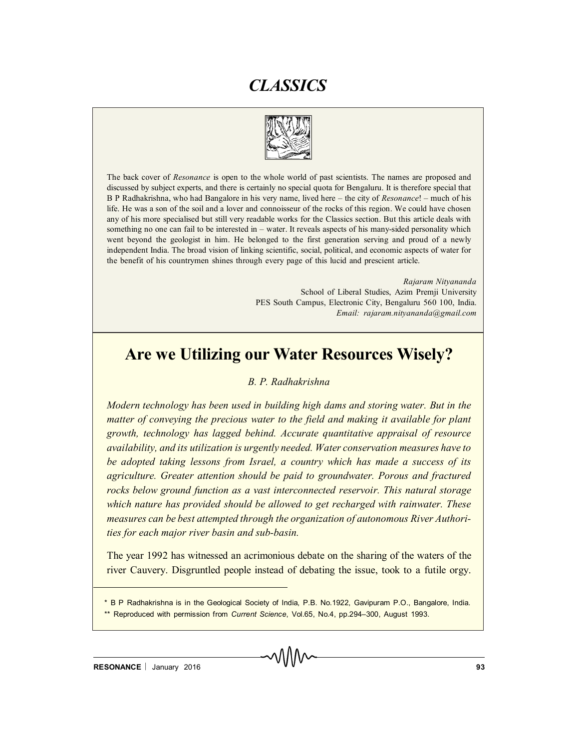# CLASSICS

The back cover of *Resonance* is open to the whole world of past scientists. The names are proposed and discussed by subject experts, and there is certainly no special quota for Bengaluru. It is therefore special that B P Radhakrishna, who had Bangalore in his very name, lived here – the city of *Resonance*! – much of his life. He was a son of the soil and a lover and connoisseur of the rocks of this region. We could have chosen any of his more specialised but still very readable works for the Classics section. But this article deals with something no one can fail to be interested in – water. It reveals aspects of his many-sided personality which went beyond the geologist in him. He belonged to the first generation serving and proud of a newly independent India. The broad vision of linking scientific, social, political, and economic aspects of water for the benefit of his countrymen shines through every page of this lucid and prescient article.

*Rajaram Nityananda*
School of Liberal Studies, Azim Premji University
PES South Campus, Electronic City, Bengaluru 560 100, India.
*Email: rajaram.nityananda@gmail.com*

## Are we Utilizing our Water Resources Wisely?

*B. P. Radhakrishna*

*Modern technology has been used in building high dams and storing water. But in the matter of conveying the precious water to the field and making it available for plant growth, technology has lagged behind. Accurate quantitative appraisal of resource availability, and its utilization is urgently needed. Water conservation measures have to be adopted taking lessons from Israel, a country which has made a success of its agriculture. Greater attention should be paid to groundwater. Porous and fractured rocks below ground function as a vast interconnected reservoir. This natural storage which nature has provided should be allowed to get recharged with rainwater. These measures can be best attempted through the organization of autonomous River Authorities for each major river basin and sub-basin.*

The year 1992 has witnessed an acrimonious debate on the sharing of the waters of the river Cauvery. Disgruntled people instead of debating the issue, took to a futile orgy.

---

\* B P Radhakrishna is in the Geological Society of India, P.B. No.1922, Gavipuram P.O., Bangalore, India.

\*\* Reproduced with permission from *Current Science*, Vol.65, No.4, pp.294–300, August 1993.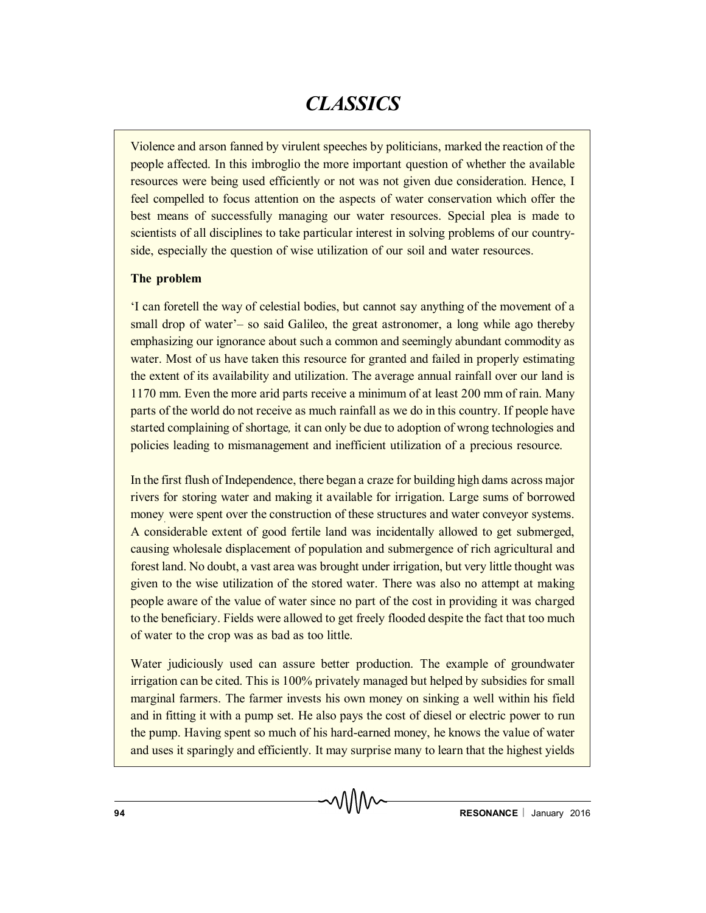Violence and arson fanned by virulent speeches by politicians, marked the reaction of the people affected. In this imbroglio the more important question of whether the available resources were being used efficiently or not was not given due consideration. Hence, I feel compelled to focus attention on the aspects of water conservation which offer the best means of successfully managing our water resources. Special plea is made to scientists of all disciplines to take particular interest in solving problems of our countryside, especially the question of wise utilization of our soil and water resources.

**The problem**

'I can foretell the way of celestial bodies, but cannot say anything of the movement of a small drop of water'– so said Galileo, the great astronomer, a long while ago thereby emphasizing our ignorance about such a common and seemingly abundant commodity as water. Most of us have taken this resource for granted and failed in properly estimating the extent of its availability and utilization. The average annual rainfall over our land is 1170 mm. Even the more arid parts receive a minimum of at least 200 mm of rain. Many parts of the world do not receive as much rainfall as we do in this country. If people have started complaining of shortage, it can only be due to adoption of wrong technologies and policies leading to mismanagement and inefficient utilization of a precious resource.

In the first flush of Independence, there began a craze for building high dams across major rivers for storing water and making it available for irrigation. Large sums of borrowed money were spent over the construction of these structures and water conveyor systems. A considerable extent of good fertile land was incidentally allowed to get submerged, causing wholesale displacement of population and submergence of rich agricultural and forest land. No doubt, a vast area was brought under irrigation, but very little thought was given to the wise utilization of the stored water. There was also no attempt at making people aware of the value of water since no part of the cost in providing it was charged to the beneficiary. Fields were allowed to get freely flooded despite the fact that too much of water to the crop was as bad as too little.

Water judiciously used can assure better production. The example of groundwater irrigation can be cited. This is 100% privately managed but helped by subsidies for small marginal farmers. The farmer invests his own money on sinking a well within his field and in fitting it with a pump set. He also pays the cost of diesel or electric power to run the pump. Having spent so much of his hard-earned money, he knows the value of water and uses it sparingly and efficiently. It may surprise many to learn that the highest yields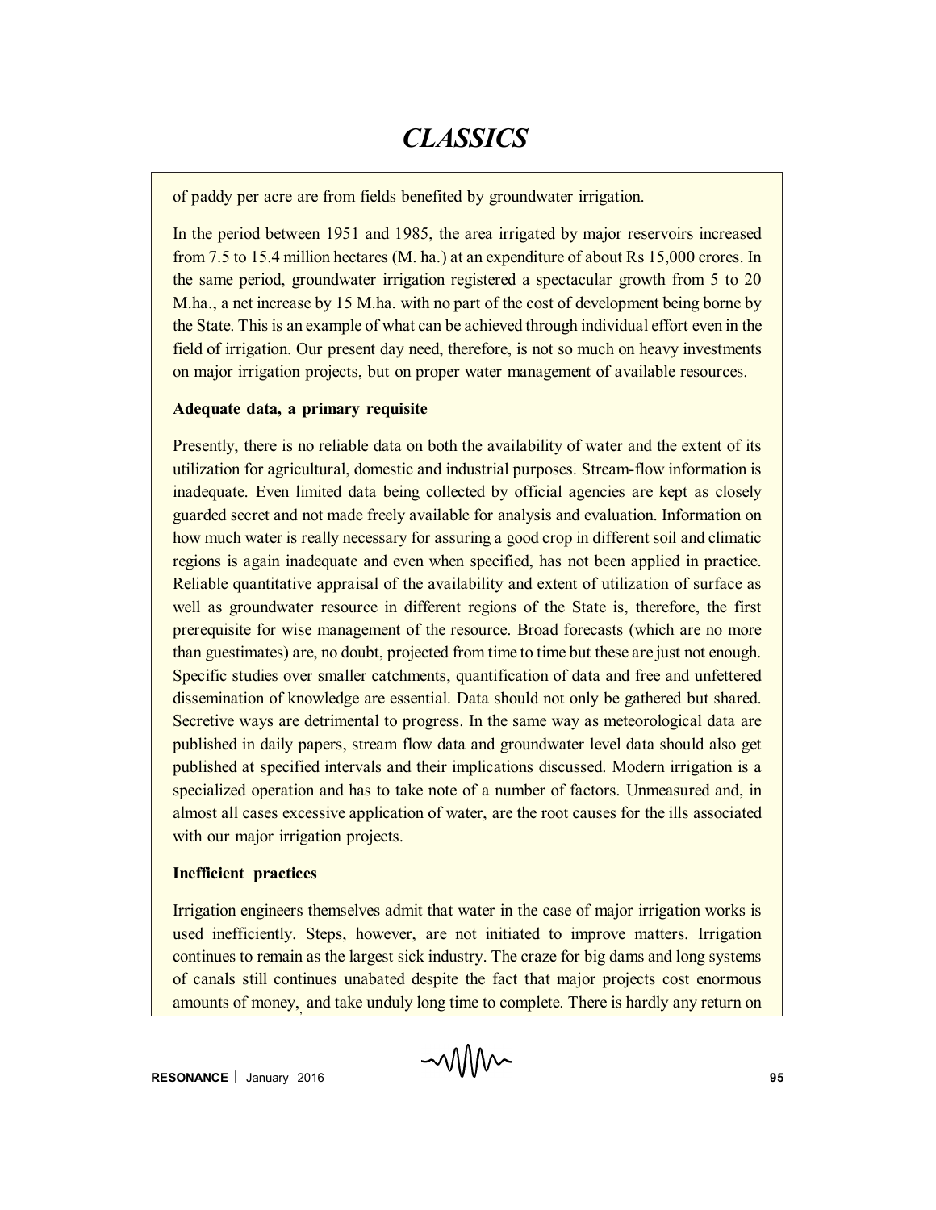of paddy per acre are from fields benefited by groundwater irrigation.

In the period between 1951 and 1985, the area irrigated by major reservoirs increased from 7.5 to 15.4 million hectares (M. ha.) at an expenditure of about Rs 15,000 crores. In the same period, groundwater irrigation registered a spectacular growth from 5 to 20 M.ha., a net increase by 15 M.ha. with no part of the cost of development being borne by the State. This is an example of what can be achieved through individual effort even in the field of irrigation. Our present day need, therefore, is not so much on heavy investments on major irrigation projects, but on proper water management of available resources.

**Adequate data, a primary requisite**

Presently, there is no reliable data on both the availability of water and the extent of its utilization for agricultural, domestic and industrial purposes. Stream-flow information is inadequate. Even limited data being collected by official agencies are kept as closely guarded secret and not made freely available for analysis and evaluation. Information on how much water is really necessary for assuring a good crop in different soil and climatic regions is again inadequate and even when specified, has not been applied in practice. Reliable quantitative appraisal of the availability and extent of utilization of surface as well as groundwater resource in different regions of the State is, therefore, the first prerequisite for wise management of the resource. Broad forecasts (which are no more than guestimates) are, no doubt, projected from time to time but these are just not enough. Specific studies over smaller catchments, quantification of data and free and unfettered dissemination of knowledge are essential. Data should not only be gathered but shared. Secretive ways are detrimental to progress. In the same way as meteorological data are published in daily papers, stream flow data and groundwater level data should also get published at specified intervals and their implications discussed. Modern irrigation is a specialized operation and has to take note of a number of factors. Unmeasured and, in almost all cases excessive application of water, are the root causes for the ills associated with our major irrigation projects.

**Inefficient practices**

Irrigation engineers themselves admit that water in the case of major irrigation works is used inefficiently. Steps, however, are not initiated to improve matters. Irrigation continues to remain as the largest sick industry. The craze for big dams and long systems of canals still continues unabated despite the fact that major projects cost enormous amounts of money, and take unduly long time to complete. There is hardly any return on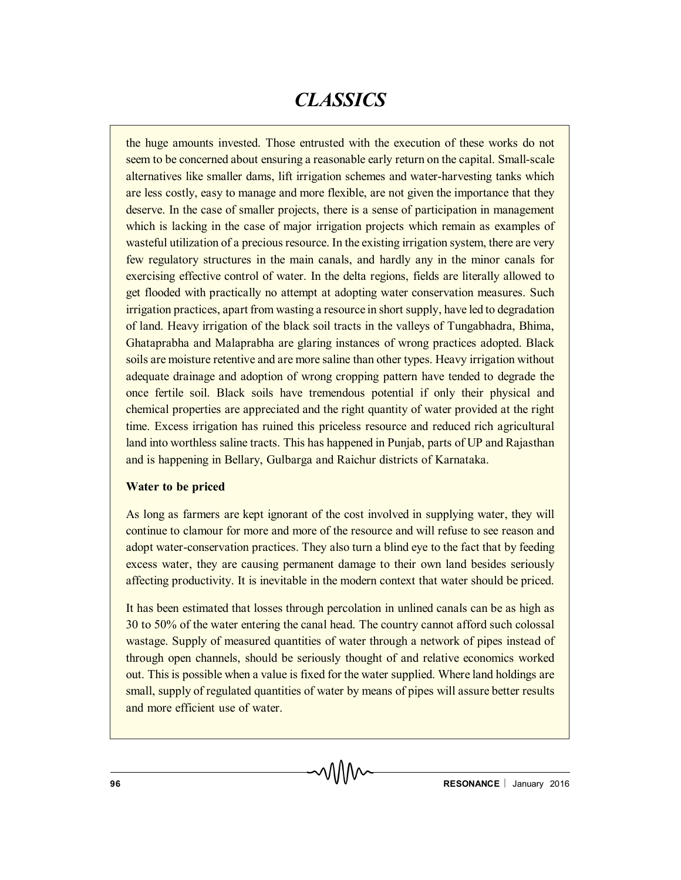the huge amounts invested. Those entrusted with the execution of these works do not seem to be concerned about ensuring a reasonable early return on the capital. Small-scale alternatives like smaller dams, lift irrigation schemes and water-harvesting tanks which are less costly, easy to manage and more flexible, are not given the importance that they deserve. In the case of smaller projects, there is a sense of participation in management which is lacking in the case of major irrigation projects which remain as examples of wasteful utilization of a precious resource. In the existing irrigation system, there are very few regulatory structures in the main canals, and hardly any in the minor canals for exercising effective control of water. In the delta regions, fields are literally allowed to get flooded with practically no attempt at adopting water conservation measures. Such irrigation practices, apart from wasting a resource in short supply, have led to degradation of land. Heavy irrigation of the black soil tracts in the valleys of Tungabhadra, Bhima, Ghataprabha and Malaprabha are glaring instances of wrong practices adopted. Black soils are moisture retentive and are more saline than other types. Heavy irrigation without adequate drainage and adoption of wrong cropping pattern have tended to degrade the once fertile soil. Black soils have tremendous potential if only their physical and chemical properties are appreciated and the right quantity of water provided at the right time. Excess irrigation has ruined this priceless resource and reduced rich agricultural land into worthless saline tracts. This has happened in Punjab, parts of UP and Rajasthan and is happening in Bellary, Gulbarga and Raichur districts of Karnataka.

**Water to be priced**

As long as farmers are kept ignorant of the cost involved in supplying water, they will continue to clamour for more and more of the resource and will refuse to see reason and adopt water-conservation practices. They also turn a blind eye to the fact that by feeding excess water, they are causing permanent damage to their own land besides seriously affecting productivity. It is inevitable in the modern context that water should be priced.

It has been estimated that losses through percolation in unlined canals can be as high as 30 to 50% of the water entering the canal head. The country cannot afford such colossal wastage. Supply of measured quantities of water through a network of pipes instead of through open channels, should be seriously thought of and relative economics worked out. This is possible when a value is fixed for the water supplied. Where land holdings are small, supply of regulated quantities of water by means of pipes will assure better results and more efficient use of water.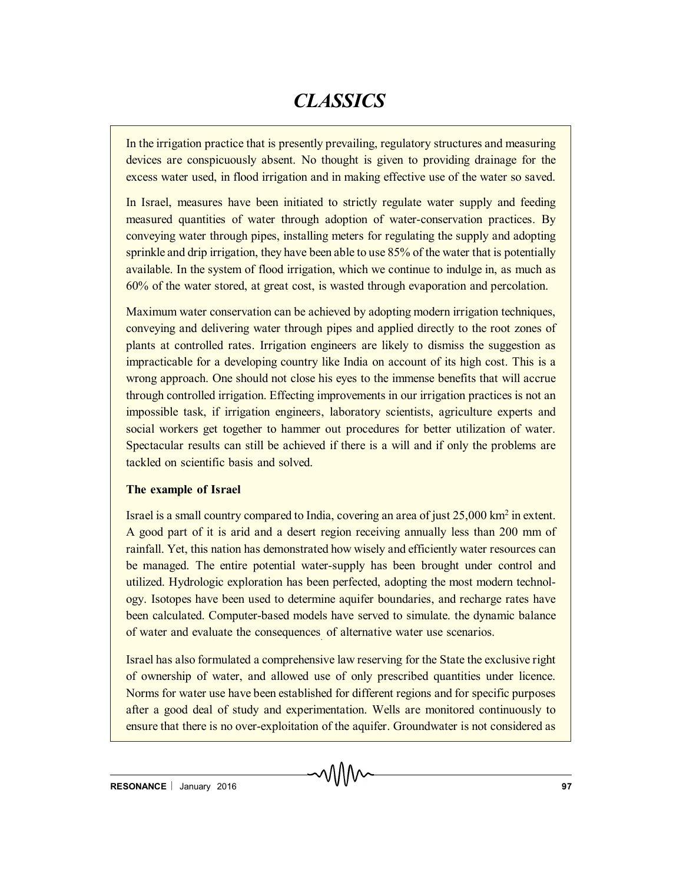In the irrigation practice that is presently prevailing, regulatory structures and measuring devices are conspicuously absent. No thought is given to providing drainage for the excess water used, in flood irrigation and in making effective use of the water so saved.

In Israel, measures have been initiated to strictly regulate water supply and feeding measured quantities of water through adoption of water-conservation practices. By conveying water through pipes, installing meters for regulating the supply and adopting sprinkle and drip irrigation, they have been able to use 85% of the water that is potentially available. In the system of flood irrigation, which we continue to indulge in, as much as 60% of the water stored, at great cost, is wasted through evaporation and percolation.

Maximum water conservation can be achieved by adopting modern irrigation techniques, conveying and delivering water through pipes and applied directly to the root zones of plants at controlled rates. Irrigation engineers are likely to dismiss the suggestion as impracticable for a developing country like India on account of its high cost. This is a wrong approach. One should not close his eyes to the immense benefits that will accrue through controlled irrigation. Effecting improvements in our irrigation practices is not an impossible task, if irrigation engineers, laboratory scientists, agriculture experts and social workers get together to hammer out procedures for better utilization of water. Spectacular results can still be achieved if there is a will and if only the problems are tackled on scientific basis and solved.

**The example of Israel**

Israel is a small country compared to India, covering an area of just 25,000 km$^2$ in extent. A good part of it is arid and a desert region receiving annually less than 200 mm of rainfall. Yet, this nation has demonstrated how wisely and efficiently water resources can be managed. The entire potential water-supply has been brought under control and utilized. Hydrologic exploration has been perfected, adopting the most modern technology. Isotopes have been used to determine aquifer boundaries, and recharge rates have been calculated. Computer-based models have served to simulate. the dynamic balance of water and evaluate the consequences of alternative water use scenarios.

Israel has also formulated a comprehensive law reserving for the State the exclusive right of ownership of water, and allowed use of only prescribed quantities under licence. Norms for water use have been established for different regions and for specific purposes after a good deal of study and experimentation. Wells are monitored continuously to ensure that there is no over-exploitation of the aquifer. Groundwater is not considered as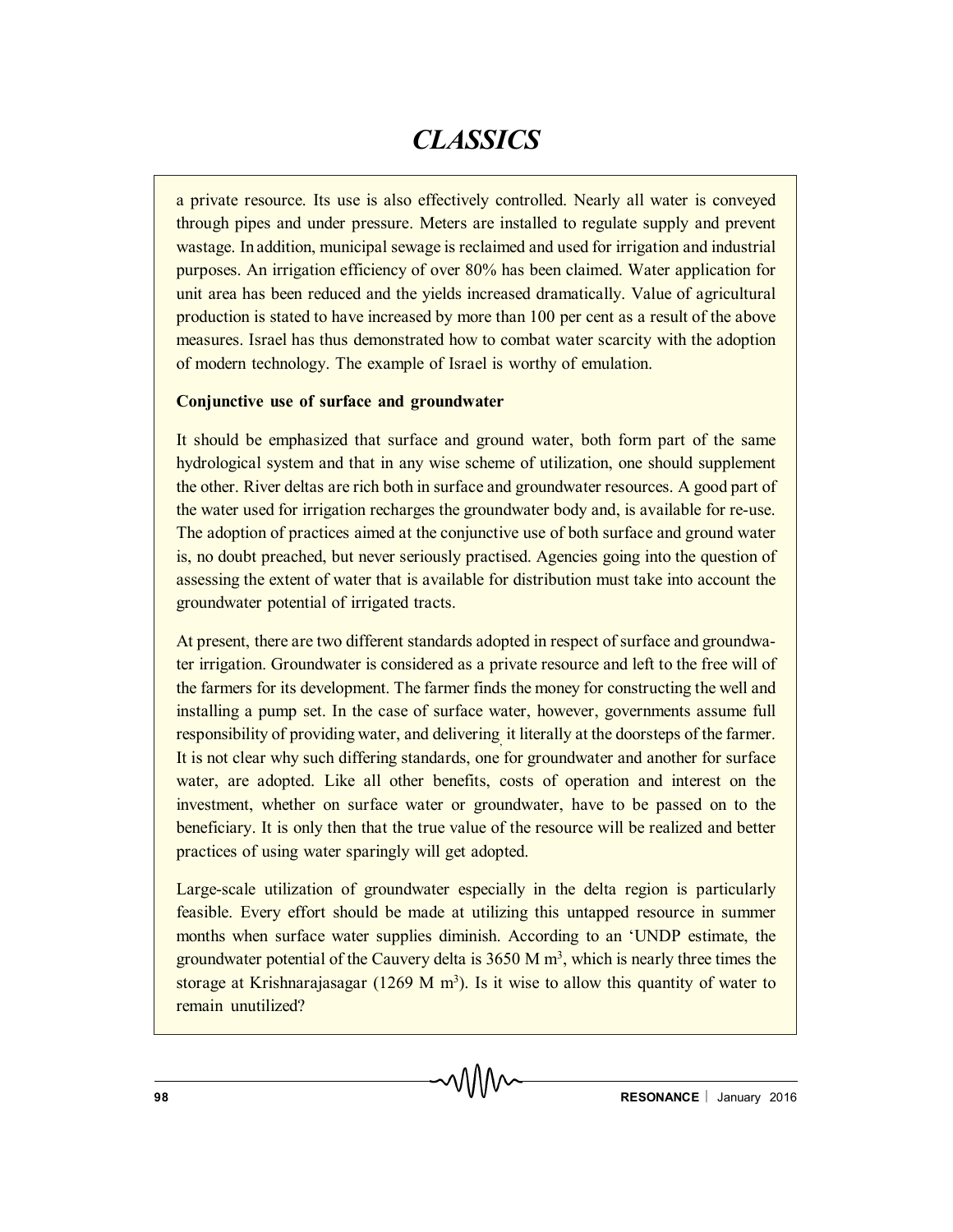a private resource. Its use is also effectively controlled. Nearly all water is conveyed through pipes and under pressure. Meters are installed to regulate supply and prevent wastage. In addition, municipal sewage is reclaimed and used for irrigation and industrial purposes. An irrigation efficiency of over 80% has been claimed. Water application for unit area has been reduced and the yields increased dramatically. Value of agricultural production is stated to have increased by more than 100 per cent as a result of the above measures. Israel has thus demonstrated how to combat water scarcity with the adoption of modern technology. The example of Israel is worthy of emulation.

**Conjunctive use of surface and groundwater**

It should be emphasized that surface and ground water, both form part of the same hydrological system and that in any wise scheme of utilization, one should supplement the other. River deltas are rich both in surface and groundwater resources. A good part of the water used for irrigation recharges the groundwater body and, is available for re-use. The adoption of practices aimed at the conjunctive use of both surface and ground water is, no doubt preached, but never seriously practised. Agencies going into the question of assessing the extent of water that is available for distribution must take into account the groundwater potential of irrigated tracts.

At present, there are two different standards adopted in respect of surface and groundwater irrigation. Groundwater is considered as a private resource and left to the free will of the farmers for its development. The farmer finds the money for constructing the well and installing a pump set. In the case of surface water, however, governments assume full responsibility of providing water, and delivering it literally at the doorsteps of the farmer. It is not clear why such differing standards, one for groundwater and another for surface water, are adopted. Like all other benefits, costs of operation and interest on the investment, whether on surface water or groundwater, have to be passed on to the beneficiary. It is only then that the true value of the resource will be realized and better practices of using water sparingly will get adopted.

Large-scale utilization of groundwater especially in the delta region is particularly feasible. Every effort should be made at utilizing this untapped resource in summer months when surface water supplies diminish. According to an 'UNDP estimate, the groundwater potential of the Cauvery delta is 3650 M $m^3$, which is nearly three times the storage at Krishnarajasagar (1269 M $m^3$). Is it wise to allow this quantity of water to remain unutilized?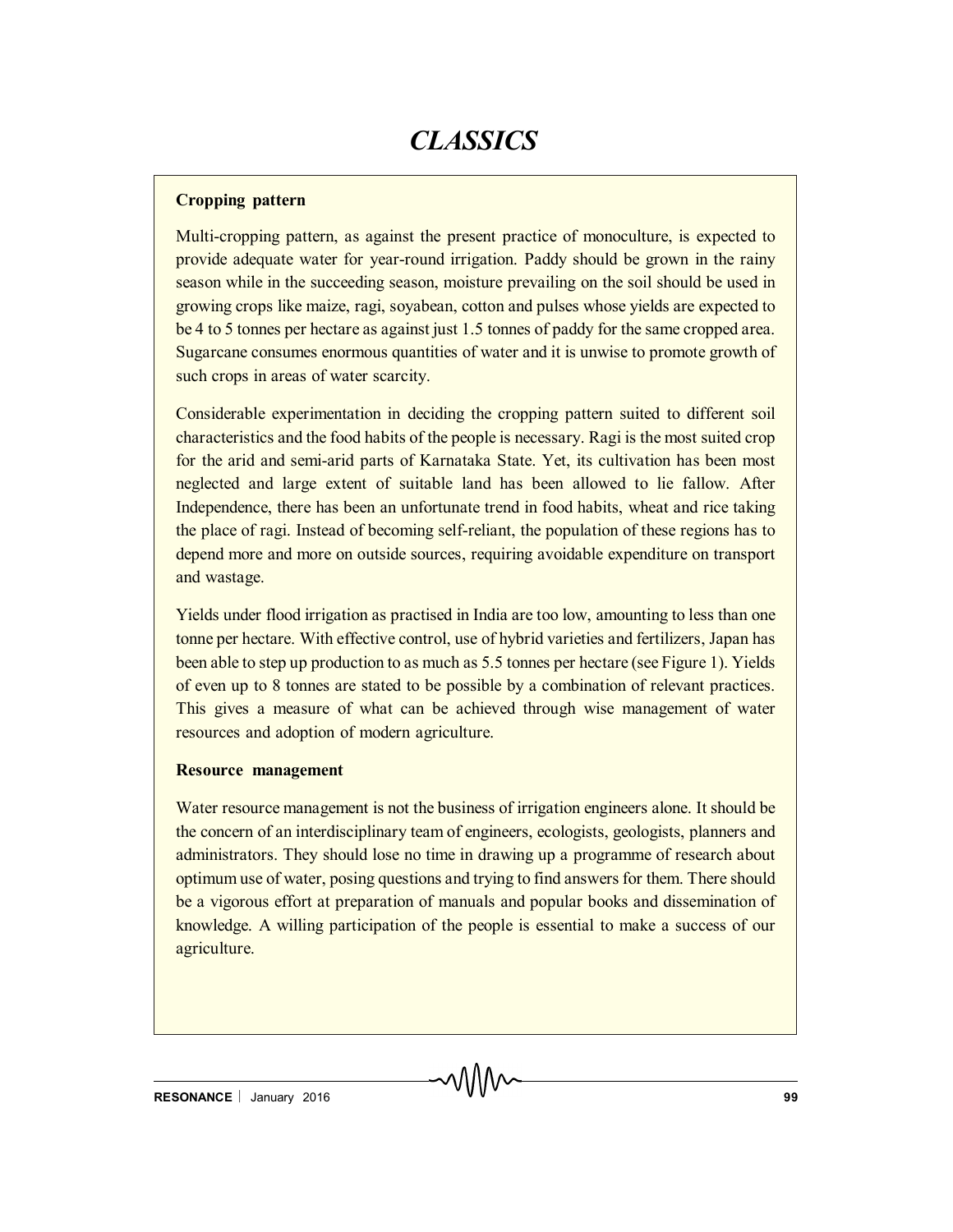**Cropping pattern**

Multi-cropping pattern, as against the present practice of monoculture, is expected to provide adequate water for year-round irrigation. Paddy should be grown in the rainy season while in the succeeding season, moisture prevailing on the soil should be used in growing crops like maize, ragi, soyabean, cotton and pulses whose yields are expected to be 4 to 5 tonnes per hectare as against just 1.5 tonnes of paddy for the same cropped area. Sugarcane consumes enormous quantities of water and it is unwise to promote growth of such crops in areas of water scarcity.

Considerable experimentation in deciding the cropping pattern suited to different soil characteristics and the food habits of the people is necessary. Ragi is the most suited crop for the arid and semi-arid parts of Karnataka State. Yet, its cultivation has been most neglected and large extent of suitable land has been allowed to lie fallow. After Independence, there has been an unfortunate trend in food habits, wheat and rice taking the place of ragi. Instead of becoming self-reliant, the population of these regions has to depend more and more on outside sources, requiring avoidable expenditure on transport and wastage.

Yields under flood irrigation as practised in India are too low, amounting to less than one tonne per hectare. With effective control, use of hybrid varieties and fertilizers, Japan has been able to step up production to as much as 5.5 tonnes per hectare (see Figure 1). Yields of even up to 8 tonnes are stated to be possible by a combination of relevant practices. This gives a measure of what can be achieved through wise management of water resources and adoption of modern agriculture.

**Resource management**

Water resource management is not the business of irrigation engineers alone. It should be the concern of an interdisciplinary team of engineers, ecologists, geologists, planners and administrators. They should lose no time in drawing up a programme of research about optimum use of water, posing questions and trying to find answers for them. There should be a vigorous effort at preparation of manuals and popular books and dissemination of knowledge. A willing participation of the people is essential to make a success of our agriculture.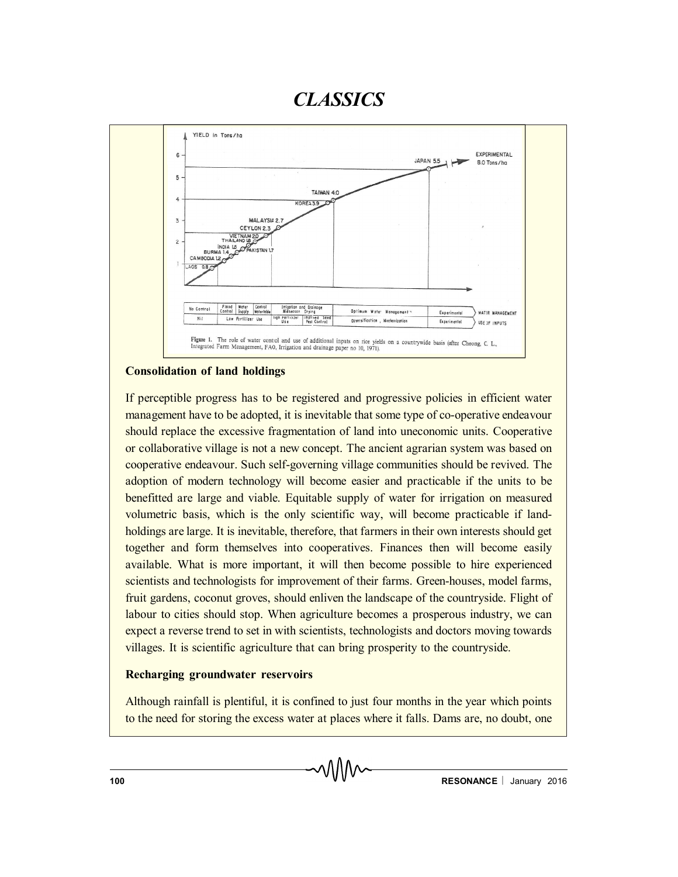Figure 1. The role of water control and use of additional inputs on rice yields on a countrywide basis (after Cheong, C. L., Integrated Farm Management, FAO, Irrigation and drainage paper no 10, 1971).

### Consolidation of land holdings

If perceptible progress has to be registered and progressive policies in efficient water management have to be adopted, it is inevitable that some type of co-operative endeavour should replace the excessive fragmentation of land into uneconomic units. Cooperative or collaborative village is not a new concept. The ancient agrarian system was based on cooperative endeavour. Such self-governing village communities should be revived. The adoption of modern technology will become easier and practicable if the units to be benefitted are large and viable. Equitable supply of water for irrigation on measured volumetric basis, which is the only scientific way, will become practicable if land-holdings are large. It is inevitable, therefore, that farmers in their own interests should get together and form themselves into cooperatives. Finances then will become easily available. What is more important, it will then become possible to hire experienced scientists and technologists for improvement of their farms. Green-houses, model farms, fruit gardens, coconut groves, should enliven the landscape of the countryside. Flight of labour to cities should stop. When agriculture becomes a prosperous industry, we can expect a reverse trend to set in with scientists, technologists and doctors moving towards villages. It is scientific agriculture that can bring prosperity to the countryside.

### Recharging groundwater reservoirs

Although rainfall is plentiful, it is confined to just four months in the year which points to the need for storing the excess water at places where it falls. Dams are, no doubt, one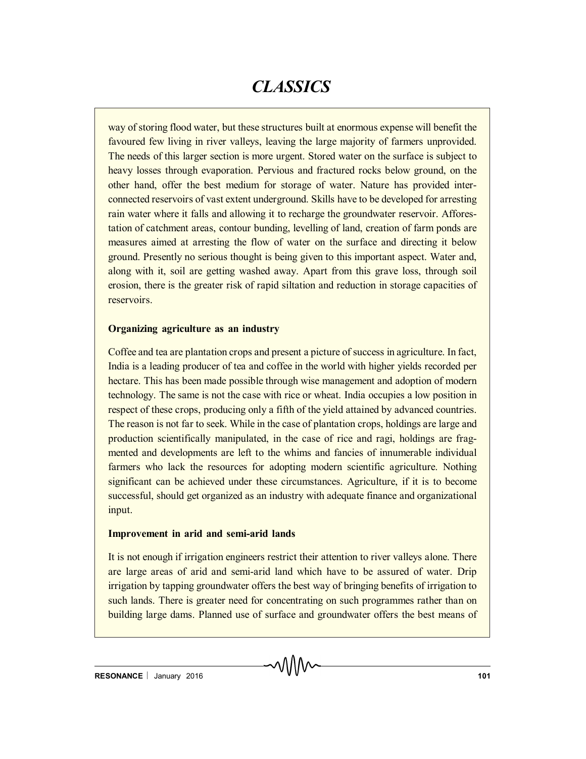way of storing flood water, but these structures built at enormous expense will benefit the favoured few living in river valleys, leaving the large majority of farmers unprovided. The needs of this larger section is more urgent. Stored water on the surface is subject to heavy losses through evaporation. Pervious and fractured rocks below ground, on the other hand, offer the best medium for storage of water. Nature has provided inter-connected reservoirs of vast extent underground. Skills have to be developed for arresting rain water where it falls and allowing it to recharge the groundwater reservoir. Afforestation of catchment areas, contour bunding, levelling of land, creation of farm ponds are measures aimed at arresting the flow of water on the surface and directing it below ground. Presently no serious thought is being given to this important aspect. Water and, along with it, soil are getting washed away. Apart from this grave loss, through soil erosion, there is the greater risk of rapid siltation and reduction in storage capacities of reservoirs.

**Organizing agriculture as an industry**

Coffee and tea are plantation crops and present a picture of success in agriculture. In fact, India is a leading producer of tea and coffee in the world with higher yields recorded per hectare. This has been made possible through wise management and adoption of modern technology. The same is not the case with rice or wheat. India occupies a low position in respect of these crops, producing only a fifth of the yield attained by advanced countries. The reason is not far to seek. While in the case of plantation crops, holdings are large and production scientifically manipulated, in the case of rice and ragi, holdings are fragmented and developments are left to the whims and fancies of innumerable individual farmers who lack the resources for adopting modern scientific agriculture. Nothing significant can be achieved under these circumstances. Agriculture, if it is to become successful, should get organized as an industry with adequate finance and organizational input.

**Improvement in arid and semi-arid lands**

It is not enough if irrigation engineers restrict their attention to river valleys alone. There are large areas of arid and semi-arid land which have to be assured of water. Drip irrigation by tapping groundwater offers the best way of bringing benefits of irrigation to such lands. There is greater need for concentrating on such programmes rather than on building large dams. Planned use of surface and groundwater offers the best means of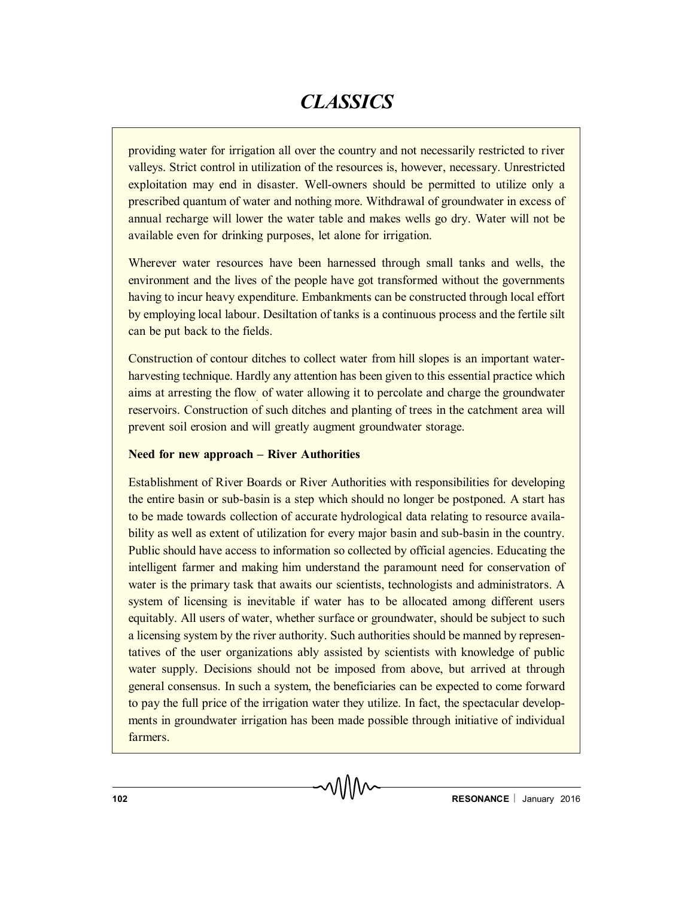providing water for irrigation all over the country and not necessarily restricted to river valleys. Strict control in utilization of the resources is, however, necessary. Unrestricted exploitation may end in disaster. Well-owners should be permitted to utilize only a prescribed quantum of water and nothing more. Withdrawal of groundwater in excess of annual recharge will lower the water table and makes wells go dry. Water will not be available even for drinking purposes, let alone for irrigation.

Wherever water resources have been harnessed through small tanks and wells, the environment and the lives of the people have got transformed without the governments having to incur heavy expenditure. Embankments can be constructed through local effort by employing local labour. Desiltation of tanks is a continuous process and the fertile silt can be put back to the fields.

Construction of contour ditches to collect water from hill slopes is an important water-harvesting technique. Hardly any attention has been given to this essential practice which aims at arresting the flow of water allowing it to percolate and charge the groundwater reservoirs. Construction of such ditches and planting of trees in the catchment area will prevent soil erosion and will greatly augment groundwater storage.

**Need for new approach – River Authorities**

Establishment of River Boards or River Authorities with responsibilities for developing the entire basin or sub-basin is a step which should no longer be postponed. A start has to be made towards collection of accurate hydrological data relating to resource availability as well as extent of utilization for every major basin and sub-basin in the country. Public should have access to information so collected by official agencies. Educating the intelligent farmer and making him understand the paramount need for conservation of water is the primary task that awaits our scientists, technologists and administrators. A system of licensing is inevitable if water has to be allocated among different users equitably. All users of water, whether surface or groundwater, should be subject to such a licensing system by the river authority. Such authorities should be manned by representatives of the user organizations ably assisted by scientists with knowledge of public water supply. Decisions should not be imposed from above, but arrived at through general consensus. In such a system, the beneficiaries can be expected to come forward to pay the full price of the irrigation water they utilize. In fact, the spectacular developments in groundwater irrigation has been made possible through initiative of individual farmers.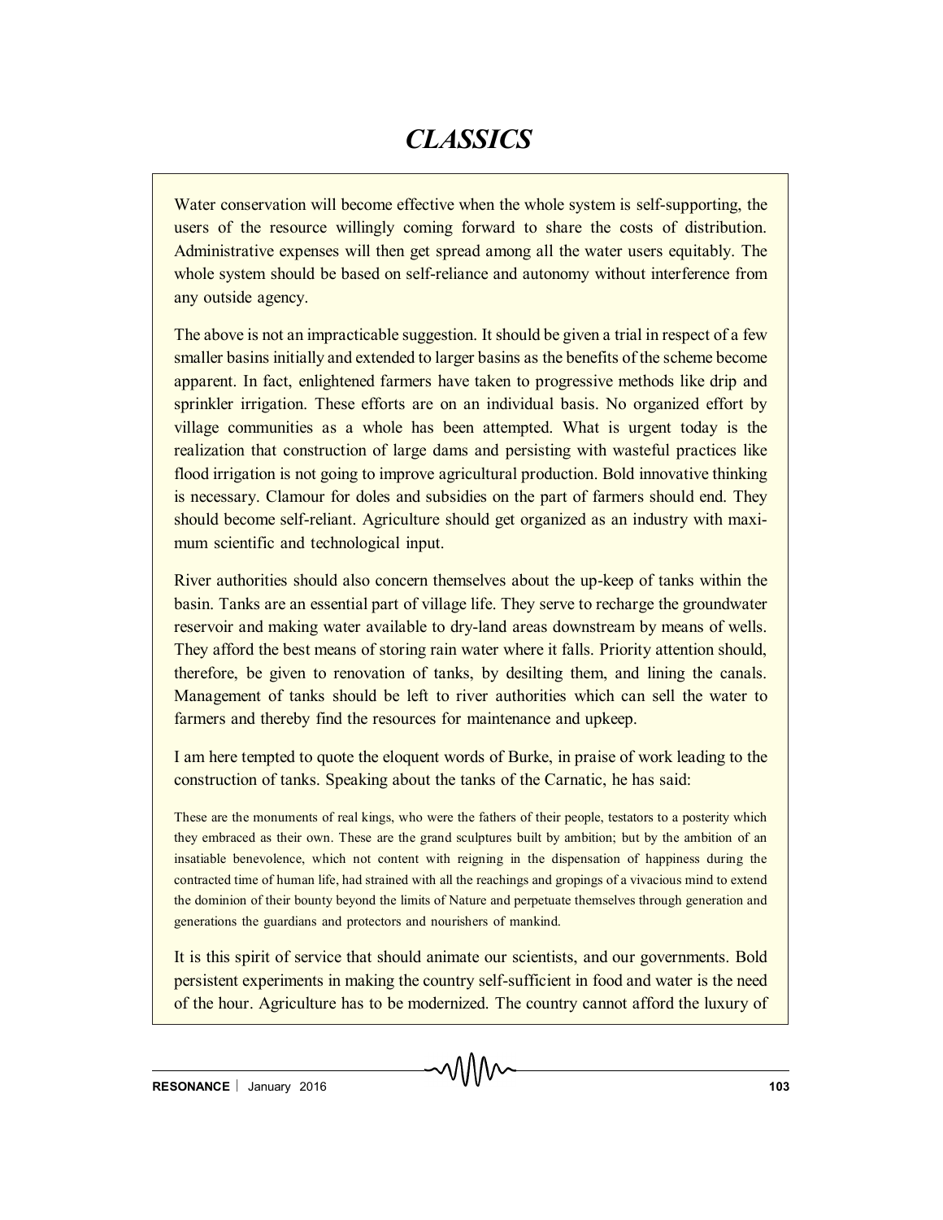# *CLASSICS*

Water conservation will become effective when the whole system is self-supporting, the users of the resource willingly coming forward to share the costs of distribution. Administrative expenses will then get spread among all the water users equitably. The whole system should be based on self-reliance and autonomy without interference from any outside agency.

The above is not an impracticable suggestion. It should be given a trial in respect of a few smaller basins initially and extended to larger basins as the benefits of the scheme become apparent. In fact, enlightened farmers have taken to progressive methods like drip and sprinkler irrigation. These efforts are on an individual basis. No organized effort by village communities as a whole has been attempted. What is urgent today is the realization that construction of large dams and persisting with wasteful practices like flood irrigation is not going to improve agricultural production. Bold innovative thinking is necessary. Clamour for doles and subsidies on the part of farmers should end. They should become self-reliant. Agriculture should get organized as an industry with maximum scientific and technological input.

River authorities should also concern themselves about the up-keep of tanks within the basin. Tanks are an essential part of village life. They serve to recharge the groundwater reservoir and making water available to dry-land areas downstream by means of wells. They afford the best means of storing rain water where it falls. Priority attention should, therefore, be given to renovation of tanks, by desilting them, and lining the canals. Management of tanks should be left to river authorities which can sell the water to farmers and thereby find the resources for maintenance and upkeep.

I am here tempted to quote the eloquent words of Burke, in praise of work leading to the construction of tanks. Speaking about the tanks of the Carnatic, he has said:

> These are the monuments of real kings, who were the fathers of their people, testators to a posterity which they embraced as their own. These are the grand sculptures built by ambition; but by the ambition of an insatiable benevolence, which not content with reigning in the dispensation of happiness during the contracted time of human life, had strained with all the reachings and gropings of a vivacious mind to extend the dominion of their bounty beyond the limits of Nature and perpetuate themselves through generation and generations the guardians and protectors and nourishers of mankind.

It is this spirit of service that should animate our scientists, and our governments. Bold persistent experiments in making the country self-sufficient in food and water is the need of the hour. Agriculture has to be modernized. The country cannot afford the luxury of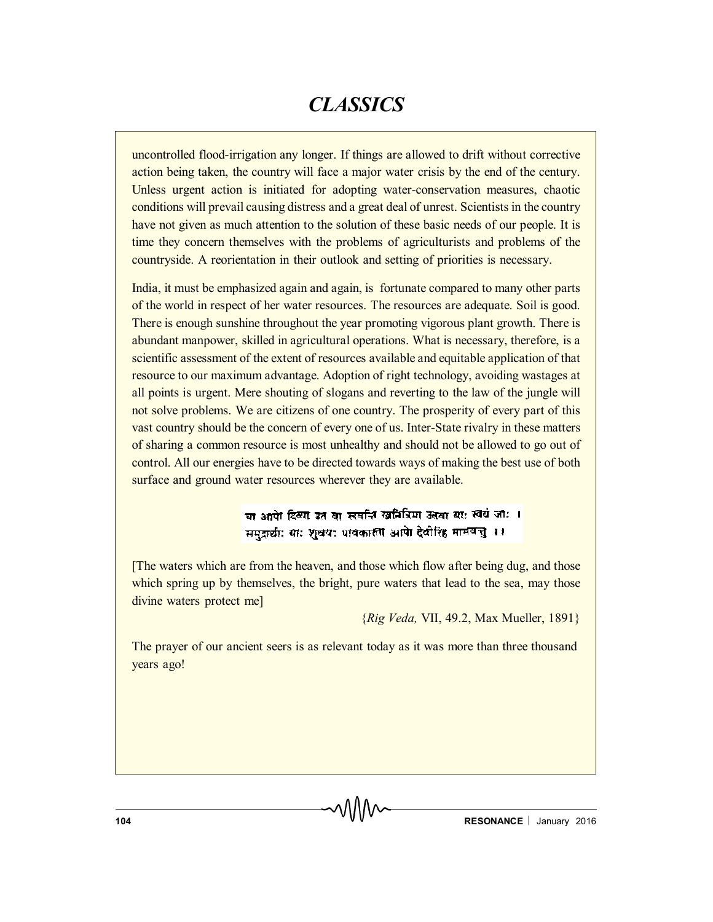uncontrolled flood-irrigation any longer. If things are allowed to drift without corrective action being taken, the country will face a major water crisis by the end of the century. Unless urgent action is initiated for adopting water-conservation measures, chaotic conditions will prevail causing distress and a great deal of unrest. Scientists in the country have not given as much attention to the solution of these basic needs of our people. It is time they concern themselves with the problems of agriculturists and problems of the countryside. A reorientation in their outlook and setting of priorities is necessary.

India, it must be emphasized again and again, is fortunate compared to many other parts of the world in respect of her water resources. The resources are adequate. Soil is good. There is enough sunshine throughout the year promoting vigorous plant growth. There is abundant manpower, skilled in agricultural operations. What is necessary, therefore, is a scientific assessment of the extent of resources available and equitable application of that resource to our maximum advantage. Adoption of right technology, avoiding wastages at all points is urgent. Mere shouting of slogans and reverting to the law of the jungle will not solve problems. We are citizens of one country. The prosperity of every part of this vast country should be the concern of every one of us. Inter-State rivalry in these matters of sharing a common resource is most unhealthy and should not be allowed to go out of control. All our energies have to be directed towards ways of making the best use of both surface and ground water resources wherever they are available.

या आपो दिव्या उत वा स्रवन्ति खनित्रिमा उत वा याः स्वयं जाः ।
समुद्रार्थाः याः शुचयः पावकास्ता आपो देवीरिह मामवन्तु ।।

[The waters which are from the heaven, and those which flow after being dug, and those which spring up by themselves, the bright, pure waters that lead to the sea, may those divine waters protect me]

{*Rig Veda,* VII, 49.2, Max Mueller, 1891}

The prayer of our ancient seers is as relevant today as it was more than three thousand years ago!